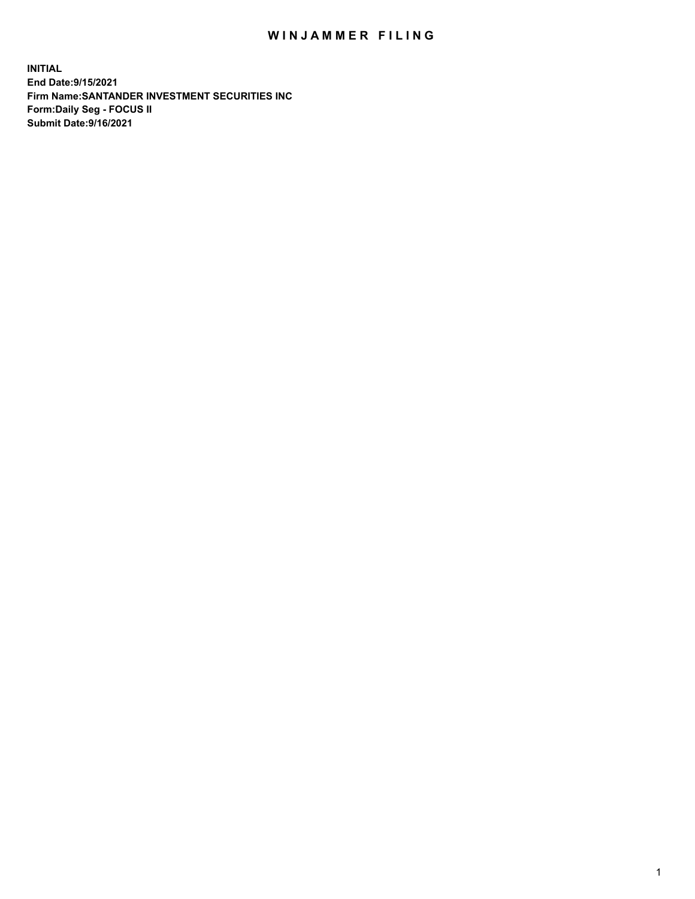# WINJAMMER FILING

**INITIAL**
**End Date:9/15/2021**
**Firm Name:SANTANDER INVESTMENT SECURITIES INC**
**Form:Daily Seg - FOCUS II**
**Submit Date:9/16/2021**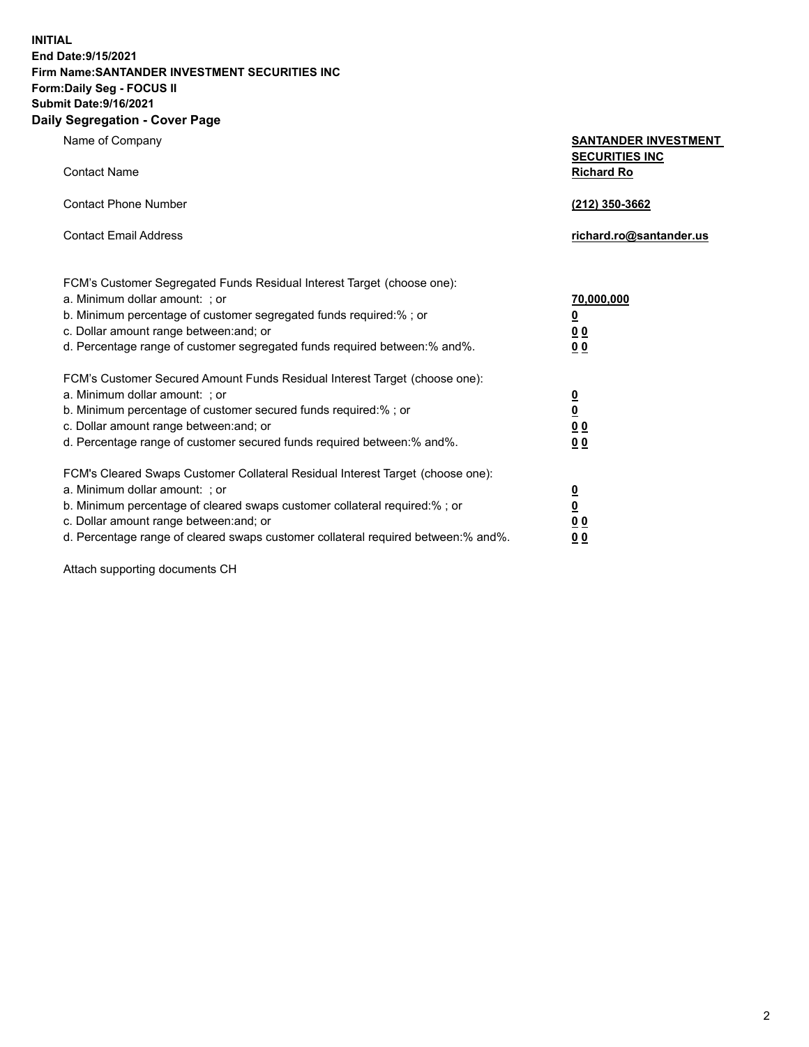**INITIAL**
**End Date:9/15/2021**
**Firm Name:SANTANDER INVESTMENT SECURITIES INC**
**Form:Daily Seg - FOCUS II**
**Submit Date:9/16/2021**

## Daily Segregation - Cover Page

| | |
|---|---|
| Name of Company | **SANTANDER INVESTMENT SECURITIES INC** |
| Contact Name | **Richard Ro** |
| Contact Phone Number | **(212) 350-3662** |
| Contact Email Address | **richard.ro@santander.us** |

| | |
|---|---|
| FCM's Customer Segregated Funds Residual Interest Target (choose one): | |
| a. Minimum dollar amount: ; or | **70,000,000** |
| b. Minimum percentage of customer segregated funds required:% ; or | **0** |
| c. Dollar amount range between:and; or | **0 0** |
| d. Percentage range of customer segregated funds required between:% and%. | **0 0** |
| FCM's Customer Secured Amount Funds Residual Interest Target (choose one): | |
| a. Minimum dollar amount: ; or | **0** |
| b. Minimum percentage of customer secured funds required:% ; or | **0** |
| c. Dollar amount range between:and; or | **0 0** |
| d. Percentage range of customer secured funds required between:% and%. | **0 0** |
| FCM's Cleared Swaps Customer Collateral Residual Interest Target (choose one): | |
| a. Minimum dollar amount: ; or | **0** |
| b. Minimum percentage of cleared swaps customer collateral required:% ; or | **0** |
| c. Dollar amount range between:and; or | **0 0** |
| d. Percentage range of cleared swaps customer collateral required between:% and%. | **0 0** |

Attach supporting documents CH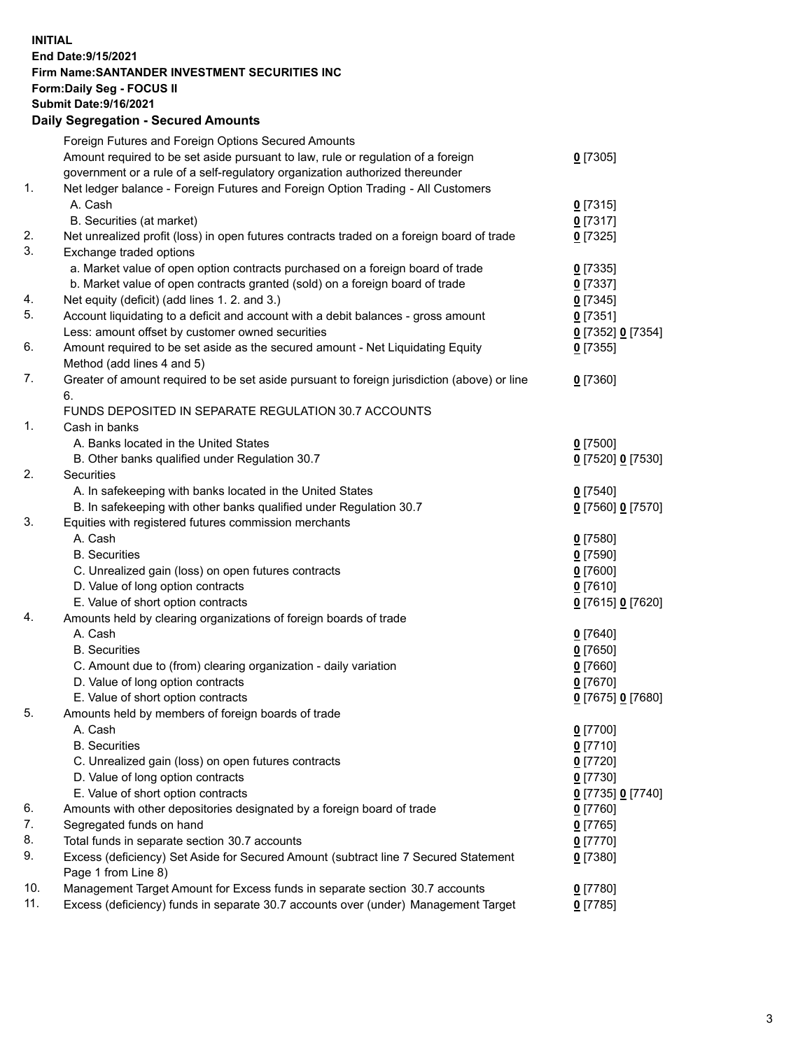**INITIAL**
**End Date:9/15/2021**
**Firm Name:SANTANDER INVESTMENT SECURITIES INC**
**Form:Daily Seg - FOCUS II**
**Submit Date:9/16/2021**

## Daily Segregation - Secured Amounts

| | | |
|---|---|---|
| | Foreign Futures and Foreign Options Secured Amounts | |
| | Amount required to be set aside pursuant to law, rule or regulation of a foreign government or a rule of a self-regulatory organization authorized thereunder | 0 [7305] |
| 1. | Net ledger balance - Foreign Futures and Foreign Option Trading - All Customers | |
| | A. Cash | 0 [7315] |
| | B. Securities (at market) | 0 [7317] |
| 2. | Net unrealized profit (loss) in open futures contracts traded on a foreign board of trade | 0 [7325] |
| 3. | Exchange traded options | |
| | a. Market value of open option contracts purchased on a foreign board of trade | 0 [7335] |
| | b. Market value of open contracts granted (sold) on a foreign board of trade | 0 [7337] |
| 4. | Net equity (deficit) (add lines 1. 2. and 3.) | 0 [7345] |
| 5. | Account liquidating to a deficit and account with a debit balances - gross amount | 0 [7351] |
| | Less: amount offset by customer owned securities | 0 [7352] 0 [7354] |
| 6. | Amount required to be set aside as the secured amount - Net Liquidating Equity Method (add lines 4 and 5) | 0 [7355] |
| 7. | Greater of amount required to be set aside pursuant to foreign jurisdiction (above) or line 6. | 0 [7360] |
| | FUNDS DEPOSITED IN SEPARATE REGULATION 30.7 ACCOUNTS | |
| 1. | Cash in banks | |
| | A. Banks located in the United States | 0 [7500] |
| | B. Other banks qualified under Regulation 30.7 | 0 [7520] 0 [7530] |
| 2. | Securities | |
| | A. In safekeeping with banks located in the United States | 0 [7540] |
| | B. In safekeeping with other banks qualified under Regulation 30.7 | 0 [7560] 0 [7570] |
| 3. | Equities with registered futures commission merchants | |
| | A. Cash | 0 [7580] |
| | B. Securities | 0 [7590] |
| | C. Unrealized gain (loss) on open futures contracts | 0 [7600] |
| | D. Value of long option contracts | 0 [7610] |
| | E. Value of short option contracts | 0 [7615] 0 [7620] |
| 4. | Amounts held by clearing organizations of foreign boards of trade | |
| | A. Cash | 0 [7640] |
| | B. Securities | 0 [7650] |
| | C. Amount due to (from) clearing organization - daily variation | 0 [7660] |
| | D. Value of long option contracts | 0 [7670] |
| | E. Value of short option contracts | 0 [7675] 0 [7680] |
| 5. | Amounts held by members of foreign boards of trade | |
| | A. Cash | 0 [7700] |
| | B. Securities | 0 [7710] |
| | C. Unrealized gain (loss) on open futures contracts | 0 [7720] |
| | D. Value of long option contracts | 0 [7730] |
| | E. Value of short option contracts | 0 [7735] 0 [7740] |
| 6. | Amounts with other depositories designated by a foreign board of trade | 0 [7760] |
| 7. | Segregated funds on hand | 0 [7765] |
| 8. | Total funds in separate section 30.7 accounts | 0 [7770] |
| 9. | Excess (deficiency) Set Aside for Secured Amount (subtract line 7 Secured Statement Page 1 from Line 8) | 0 [7380] |
| 10. | Management Target Amount for Excess funds in separate section 30.7 accounts | 0 [7780] |
| 11. | Excess (deficiency) funds in separate 30.7 accounts over (under) Management Target | 0 [7785] |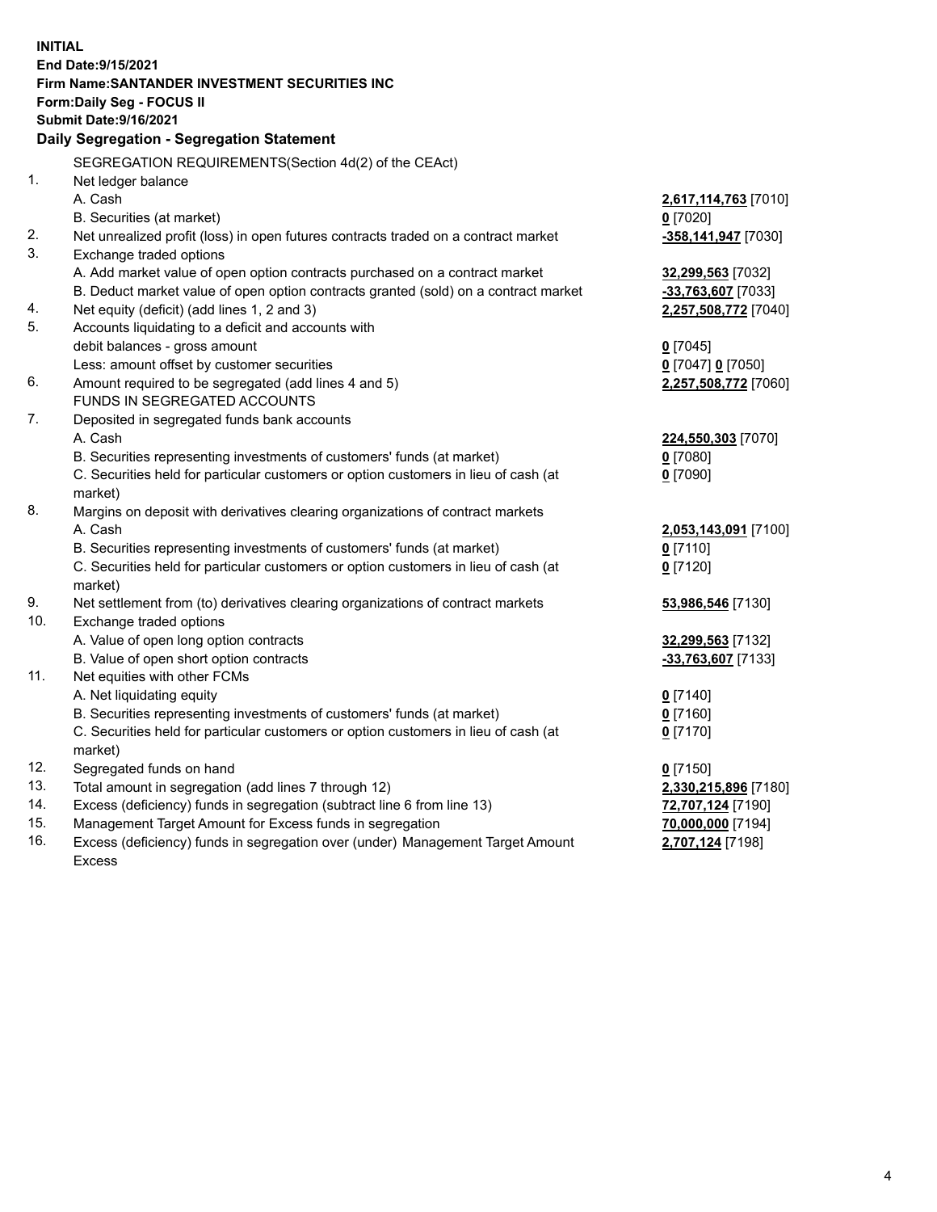**INITIAL**
**End Date:9/15/2021**
**Firm Name:SANTANDER INVESTMENT SECURITIES INC**
**Form:Daily Seg - FOCUS II**
**Submit Date:9/16/2021**

**Daily Segregation - Segregation Statement**

SEGREGATION REQUIREMENTS(Section 4d(2) of the CEAct)

| | | |
|---|---|---|
| 1. | Net ledger balance | |
| | A. Cash | **2,617,114,763** [7010] |
| | B. Securities (at market) | **0** [7020] |
| 2. | Net unrealized profit (loss) in open futures contracts traded on a contract market | **-358,141,947** [7030] |
| 3. | Exchange traded options | |
| | A. Add market value of open option contracts purchased on a contract market | **32,299,563** [7032] |
| | B. Deduct market value of open option contracts granted (sold) on a contract market | **-33,763,607** [7033] |
| 4. | Net equity (deficit) (add lines 1, 2 and 3) | **2,257,508,772** [7040] |
| 5. | Accounts liquidating to a deficit and accounts with debit balances - gross amount | **0** [7045] |
| | Less: amount offset by customer securities | **0** [7047] **0** [7050] |
| 6. | Amount required to be segregated (add lines 4 and 5) | **2,257,508,772** [7060] |
| | FUNDS IN SEGREGATED ACCOUNTS | |
| 7. | Deposited in segregated funds bank accounts | |
| | A. Cash | **224,550,303** [7070] |
| | B. Securities representing investments of customers' funds (at market) | **0** [7080] |
| | C. Securities held for particular customers or option customers in lieu of cash (at market) | **0** [7090] |
| 8. | Margins on deposit with derivatives clearing organizations of contract markets | |
| | A. Cash | **2,053,143,091** [7100] |
| | B. Securities representing investments of customers' funds (at market) | **0** [7110] |
| | C. Securities held for particular customers or option customers in lieu of cash (at market) | **0** [7120] |
| 9. | Net settlement from (to) derivatives clearing organizations of contract markets | **53,986,546** [7130] |
| 10. | Exchange traded options | |
| | A. Value of open long option contracts | **32,299,563** [7132] |
| | B. Value of open short option contracts | **-33,763,607** [7133] |
| 11. | Net equities with other FCMs | |
| | A. Net liquidating equity | **0** [7140] |
| | B. Securities representing investments of customers' funds (at market) | **0** [7160] |
| | C. Securities held for particular customers or option customers in lieu of cash (at market) | **0** [7170] |
| 12. | Segregated funds on hand | **0** [7150] |
| 13. | Total amount in segregation (add lines 7 through 12) | **2,330,215,896** [7180] |
| 14. | Excess (deficiency) funds in segregation (subtract line 6 from line 13) | **72,707,124** [7190] |
| 15. | Management Target Amount for Excess funds in segregation | **70,000,000** [7194] |
| 16. | Excess (deficiency) funds in segregation over (under) Management Target Amount Excess | **2,707,124** [7198] |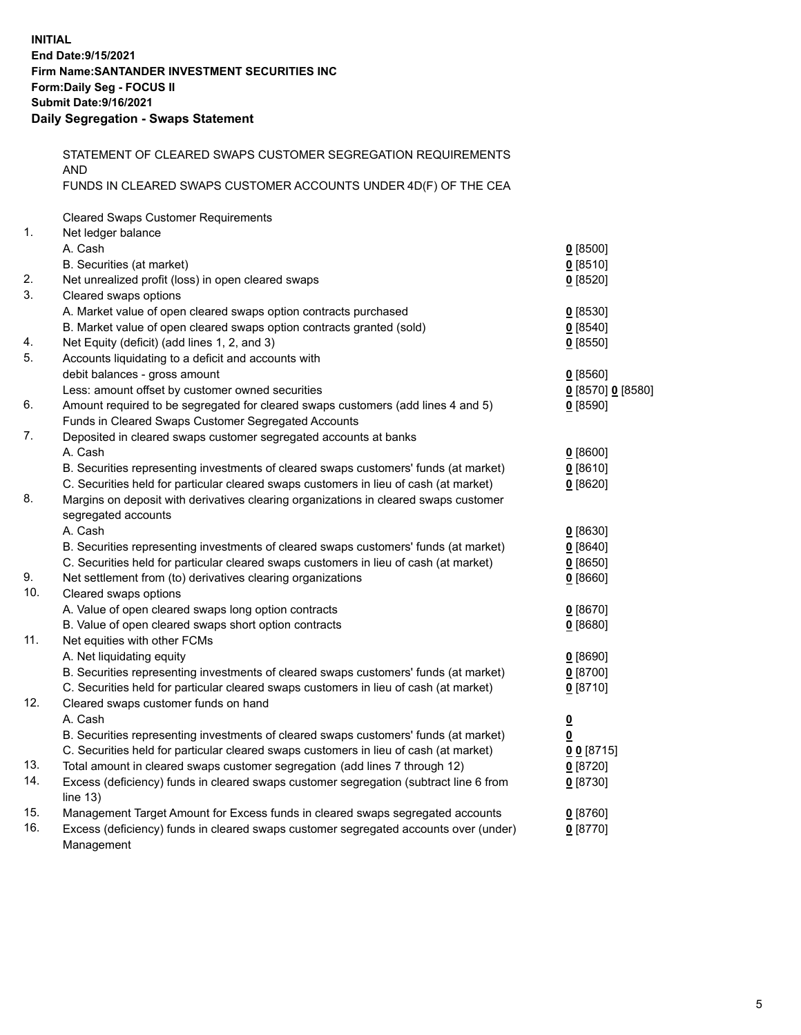**INITIAL**
**End Date:9/15/2021**
**Firm Name:SANTANDER INVESTMENT SECURITIES INC**
**Form:Daily Seg - FOCUS II**
**Submit Date:9/16/2021**
**Daily Segregation - Swaps Statement**

STATEMENT OF CLEARED SWAPS CUSTOMER SEGREGATION REQUIREMENTS AND FUNDS IN CLEARED SWAPS CUSTOMER ACCOUNTS UNDER 4D(F) OF THE CEA

| | | |
|---|---|---|
| | Cleared Swaps Customer Requirements | |
| 1. | Net ledger balance | |
| | A. Cash | 0 [8500] |
| | B. Securities (at market) | 0 [8510] |
| 2. | Net unrealized profit (loss) in open cleared swaps | 0 [8520] |
| 3. | Cleared swaps options | |
| | A. Market value of open cleared swaps option contracts purchased | 0 [8530] |
| | B. Market value of open cleared swaps option contracts granted (sold) | 0 [8540] |
| 4. | Net Equity (deficit) (add lines 1, 2, and 3) | 0 [8550] |
| 5. | Accounts liquidating to a deficit and accounts with debit balances - gross amount | 0 [8560] |
| | Less: amount offset by customer owned securities | 0 [8570] 0 [8580] |
| 6. | Amount required to be segregated for cleared swaps customers (add lines 4 and 5) | 0 [8590] |
| | Funds in Cleared Swaps Customer Segregated Accounts | |
| 7. | Deposited in cleared swaps customer segregated accounts at banks | |
| | A. Cash | 0 [8600] |
| | B. Securities representing investments of cleared swaps customers' funds (at market) | 0 [8610] |
| | C. Securities held for particular cleared swaps customers in lieu of cash (at market) | 0 [8620] |
| 8. | Margins on deposit with derivatives clearing organizations in cleared swaps customer segregated accounts | |
| | A. Cash | 0 [8630] |
| | B. Securities representing investments of cleared swaps customers' funds (at market) | 0 [8640] |
| | C. Securities held for particular cleared swaps customers in lieu of cash (at market) | 0 [8650] |
| 9. | Net settlement from (to) derivatives clearing organizations | 0 [8660] |
| 10. | Cleared swaps options | |
| | A. Value of open cleared swaps long option contracts | 0 [8670] |
| | B. Value of open cleared swaps short option contracts | 0 [8680] |
| 11. | Net equities with other FCMs | |
| | A. Net liquidating equity | 0 [8690] |
| | B. Securities representing investments of cleared swaps customers' funds (at market) | 0 [8700] |
| | C. Securities held for particular cleared swaps customers in lieu of cash (at market) | 0 [8710] |
| 12. | Cleared swaps customer funds on hand | |
| | A. Cash | 0 |
| | B. Securities representing investments of cleared swaps customers' funds (at market) | 0 |
| | C. Securities held for particular cleared swaps customers in lieu of cash (at market) | 0 0 [8715] |
| 13. | Total amount in cleared swaps customer segregation (add lines 7 through 12) | 0 [8720] |
| 14. | Excess (deficiency) funds in cleared swaps customer segregation (subtract line 6 from line 13) | 0 [8730] |
| 15. | Management Target Amount for Excess funds in cleared swaps segregated accounts | 0 [8760] |
| 16. | Excess (deficiency) funds in cleared swaps customer segregated accounts over (under) Management | 0 [8770] |